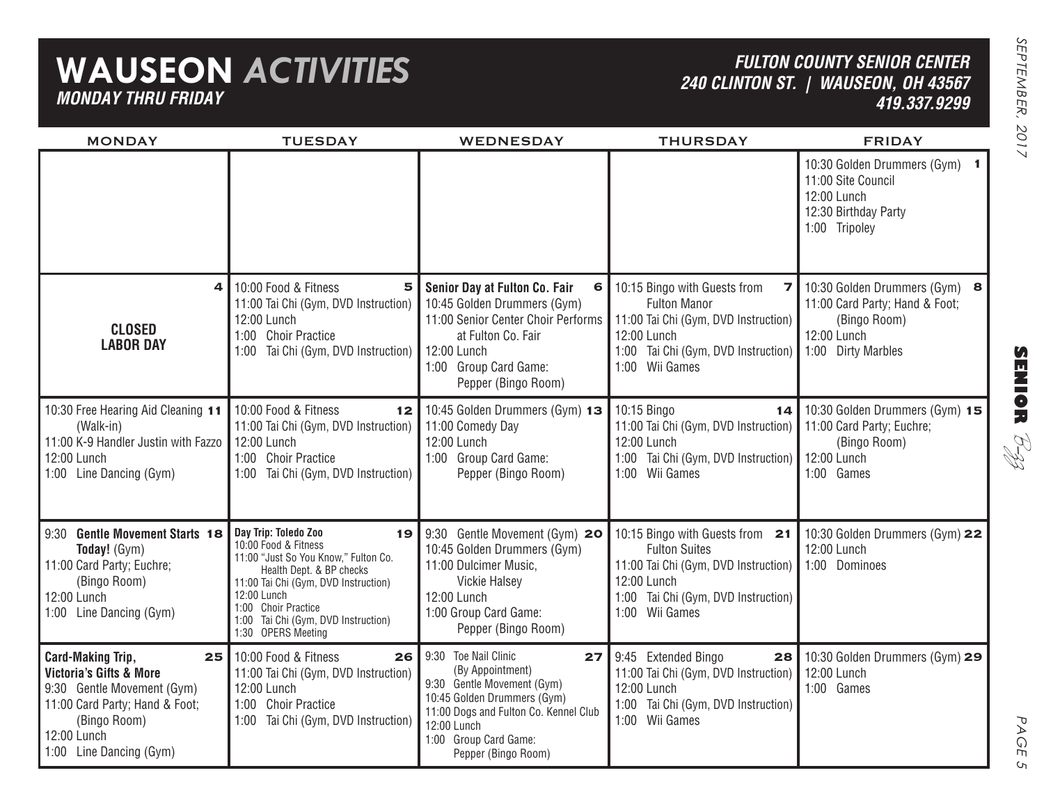# WAUSEON *ACTIVITIES*

***MONDAY THRU FRIDAY***

***FULTON COUNTY SENIOR CENTER***
***240 CLINTON ST. | WAUSEON, OH 43567***
***419.337.9299***

| MONDAY | TUESDAY | WEDNESDAY | THURSDAY | FRIDAY |
|---|---|---|---|---|
| | | | | **1** 10:30 Golden Drummers (Gym)<br>11:00 Site Council<br>12:00 Lunch<br>12:30 Birthday Party<br>1:00 Tripoley |
| **4** **CLOSED LABOR DAY** | **5** 10:00 Food & Fitness<br>11:00 Tai Chi (Gym, DVD Instruction)<br>12:00 Lunch<br>1:00 Choir Practice<br>1:00 Tai Chi (Gym, DVD Instruction) | **6** **Senior Day at Fulton Co. Fair**<br>10:45 Golden Drummers (Gym)<br>11:00 Senior Center Choir Performs at Fulton Co. Fair<br>12:00 Lunch<br>1:00 Group Card Game: Pepper (Bingo Room) | **7** 10:15 Bingo with Guests from Fulton Manor<br>11:00 Tai Chi (Gym, DVD Instruction)<br>12:00 Lunch<br>1:00 Tai Chi (Gym, DVD Instruction)<br>1:00 Wii Games | **8** 10:30 Golden Drummers (Gym)<br>11:00 Card Party; Hand & Foot; (Bingo Room)<br>12:00 Lunch<br>1:00 Dirty Marbles |
| **11** 10:30 Free Hearing Aid Cleaning (Walk-in)<br>11:00 K-9 Handler Justin with Fazzo<br>12:00 Lunch<br>1:00 Line Dancing (Gym) | **12** 10:00 Food & Fitness<br>11:00 Tai Chi (Gym, DVD Instruction)<br>12:00 Lunch<br>1:00 Choir Practice<br>1:00 Tai Chi (Gym, DVD Instruction) | **13** 10:45 Golden Drummers (Gym)<br>11:00 Comedy Day<br>12:00 Lunch<br>1:00 Group Card Game: Pepper (Bingo Room) | **14** 10:15 Bingo<br>11:00 Tai Chi (Gym, DVD Instruction)<br>12:00 Lunch<br>1:00 Tai Chi (Gym, DVD Instruction)<br>1:00 Wii Games | **15** 10:30 Golden Drummers (Gym)<br>11:00 Card Party; Euchre; (Bingo Room)<br>12:00 Lunch<br>1:00 Games |
| **18** 9:30 **Gentle Movement Starts Today!** (Gym)<br>11:00 Card Party; Euchre; (Bingo Room)<br>12:00 Lunch<br>1:00 Line Dancing (Gym) | **19** **Day Trip: Toledo Zoo**<br>10:00 Food & Fitness<br>11:00 "Just So You Know," Fulton Co. Health Dept. & BP checks<br>11:00 Tai Chi (Gym, DVD Instruction)<br>12:00 Lunch<br>1:00 Choir Practice<br>1:00 Tai Chi (Gym, DVD Instruction)<br>1:30 OPERS Meeting | **20** 9:30 Gentle Movement (Gym)<br>10:45 Golden Drummers (Gym)<br>11:00 Dulcimer Music, Vickie Halsey<br>12:00 Lunch<br>1:00 Group Card Game: Pepper (Bingo Room) | **21** 10:15 Bingo with Guests from Fulton Suites<br>11:00 Tai Chi (Gym, DVD Instruction)<br>12:00 Lunch<br>1:00 Tai Chi (Gym, DVD Instruction)<br>1:00 Wii Games | **22** 10:30 Golden Drummers (Gym)<br>12:00 Lunch<br>1:00 Dominoes |
| **25** **Card-Making Trip, Victoria's Gifts & More**<br>9:30 Gentle Movement (Gym)<br>11:00 Card Party; Hand & Foot; (Bingo Room)<br>12:00 Lunch<br>1:00 Line Dancing (Gym) | **26** 10:00 Food & Fitness<br>11:00 Tai Chi (Gym, DVD Instruction)<br>12:00 Lunch<br>1:00 Choir Practice<br>1:00 Tai Chi (Gym, DVD Instruction) | **27** 9:30 Toe Nail Clinic (By Appointment)<br>9:30 Gentle Movement (Gym)<br>10:45 Golden Drummers (Gym)<br>11:00 Dogs and Fulton Co. Kennel Club<br>12:00 Lunch<br>1:00 Group Card Game: Pepper (Bingo Room) | **28** 9:45 Extended Bingo<br>11:00 Tai Chi (Gym, DVD Instruction)<br>12:00 Lunch<br>1:00 Tai Chi (Gym, DVD Instruction)<br>1:00 Wii Games | **29** 10:30 Golden Drummers (Gym)<br>12:00 Lunch<br>1:00 Games |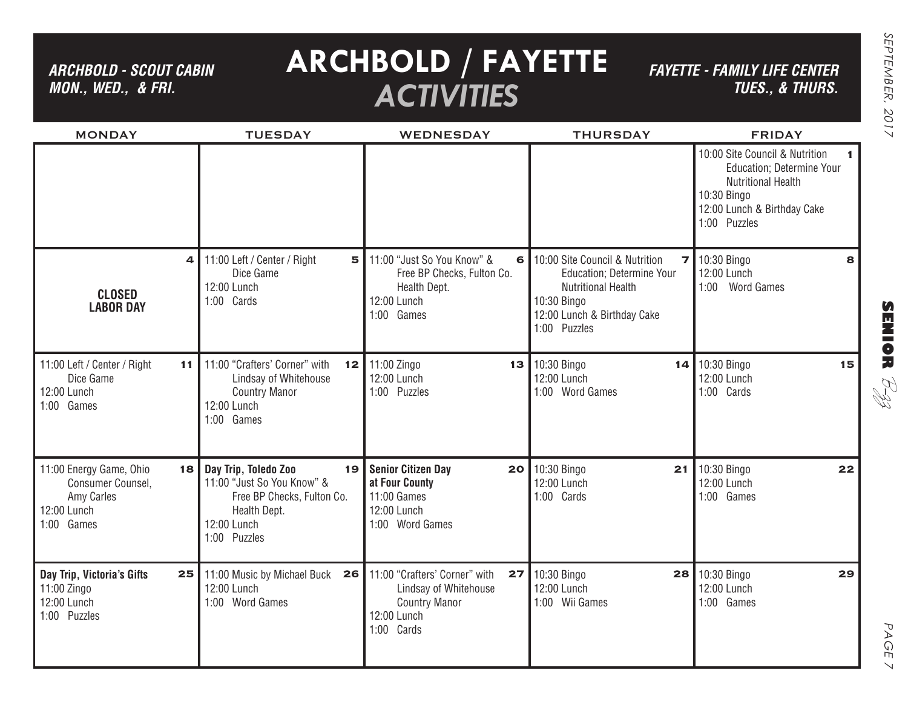# ARCHBOLD / FAYETTE *ACTIVITIES*

***ARCHBOLD - SCOUT CABIN MON., WED., & FRI.***

***FAYETTE - FAMILY LIFE CENTER TUES., & THURS.***

| MONDAY | TUESDAY | WEDNESDAY | THURSDAY | FRIDAY |
|---|---|---|---|---|
| | | | | **1** 10:00 Site Council & Nutrition Education; Determine Your Nutritional Health<br>10:30 Bingo<br>12:00 Lunch & Birthday Cake<br>1:00 Puzzles |
| **4** **CLOSED LABOR DAY** | **5** 11:00 Left / Center / Right Dice Game<br>12:00 Lunch<br>1:00 Cards | **6** 11:00 "Just So You Know" & Free BP Checks, Fulton Co. Health Dept.<br>12:00 Lunch<br>1:00 Games | **7** 10:00 Site Council & Nutrition Education; Determine Your Nutritional Health<br>10:30 Bingo<br>12:00 Lunch & Birthday Cake<br>1:00 Puzzles | **8** 10:30 Bingo<br>12:00 Lunch<br>1:00 Word Games |
| **11** 11:00 Left / Center / Right Dice Game<br>12:00 Lunch<br>1:00 Games | **12** 11:00 "Crafters' Corner" with Lindsay of Whitehouse Country Manor<br>12:00 Lunch<br>1:00 Games | **13** 11:00 Zingo<br>12:00 Lunch<br>1:00 Puzzles | **14** 10:30 Bingo<br>12:00 Lunch<br>1:00 Word Games | **15** 10:30 Bingo<br>12:00 Lunch<br>1:00 Cards |
| **18** 11:00 Energy Game, Ohio Consumer Counsel, Amy Carles<br>12:00 Lunch<br>1:00 Games | **19** **Day Trip, Toledo Zoo**<br>11:00 "Just So You Know" & Free BP Checks, Fulton Co. Health Dept.<br>12:00 Lunch<br>1:00 Puzzles | **20** **Senior Citizen Day at Four County**<br>11:00 Games<br>12:00 Lunch<br>1:00 Word Games | **21** 10:30 Bingo<br>12:00 Lunch<br>1:00 Cards | **22** 10:30 Bingo<br>12:00 Lunch<br>1:00 Games |
| **25** **Day Trip, Victoria's Gifts**<br>11:00 Zingo<br>12:00 Lunch<br>1:00 Puzzles | **26** 11:00 Music by Michael Buck<br>12:00 Lunch<br>1:00 Word Games | **27** 11:00 "Crafters' Corner" with Lindsay of Whitehouse Country Manor<br>12:00 Lunch<br>1:00 Cards | **28** 10:30 Bingo<br>12:00 Lunch<br>1:00 Wii Games | **29** 10:30 Bingo<br>12:00 Lunch<br>1:00 Games |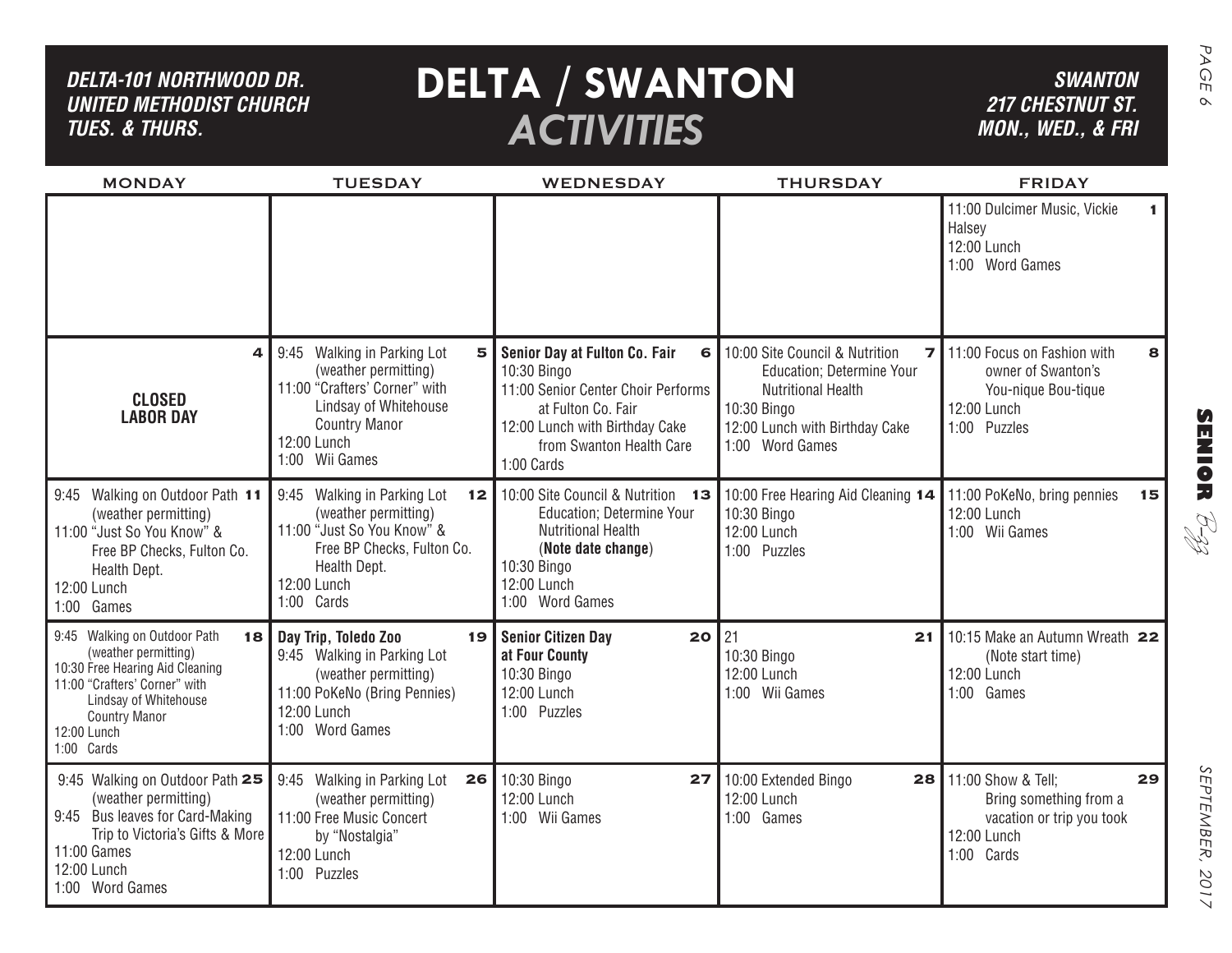***DELTA-101 NORTHWOOD DR.***
***UNITED METHODIST CHURCH***
***TUES. & THURS.***

# DELTA / SWANTON *ACTIVITIES*

***SWANTON***
***217 CHESTNUT ST.***
***MON., WED., & FRI***

| MONDAY | TUESDAY | WEDNESDAY | THURSDAY | FRIDAY |
|---|---|---|---|---|
| | | | | **1** 11:00 Dulcimer Music, Vickie Halsey<br>12:00 Lunch<br>1:00 Word Games |
| **4** **CLOSED LABOR DAY** | **5** 9:45 Walking in Parking Lot (weather permitting)<br>11:00 "Crafters' Corner" with Lindsay of Whitehouse Country Manor<br>12:00 Lunch<br>1:00 Wii Games | **6** **Senior Day at Fulton Co. Fair**<br>10:30 Bingo<br>11:00 Senior Center Choir Performs at Fulton Co. Fair<br>12:00 Lunch with Birthday Cake from Swanton Health Care<br>1:00 Cards | **7** 10:00 Site Council & Nutrition Education; Determine Your Nutritional Health<br>10:30 Bingo<br>12:00 Lunch with Birthday Cake<br>1:00 Word Games | **8** 11:00 Focus on Fashion with owner of Swanton's You-nique Bou-tique<br>12:00 Lunch<br>1:00 Puzzles |
| **11** 9:45 Walking on Outdoor Path (weather permitting)<br>11:00 "Just So You Know" & Free BP Checks, Fulton Co. Health Dept.<br>12:00 Lunch<br>1:00 Games | **12** 9:45 Walking in Parking Lot (weather permitting)<br>11:00 "Just So You Know" & Free BP Checks, Fulton Co. Health Dept.<br>12:00 Lunch<br>1:00 Cards | **13** 10:00 Site Council & Nutrition Education; Determine Your Nutritional Health (**Note date change**)<br>10:30 Bingo<br>12:00 Lunch<br>1:00 Word Games | **14** 10:00 Free Hearing Aid Cleaning<br>10:30 Bingo<br>12:00 Lunch<br>1:00 Puzzles | **15** 11:00 PoKeNo, bring pennies<br>12:00 Lunch<br>1:00 Wii Games |
| **18** 9:45 Walking on Outdoor Path (weather permitting)<br>10:30 Free Hearing Aid Cleaning<br>11:00 "Crafters' Corner" with Lindsay of Whitehouse Country Manor<br>12:00 Lunch<br>1:00 Cards | **19** **Day Trip, Toledo Zoo**<br>9:45 Walking in Parking Lot (weather permitting)<br>11:00 PoKeNo (Bring Pennies)<br>12:00 Lunch<br>1:00 Word Games | **20** **Senior Citizen Day at Four County**<br>10:30 Bingo<br>12:00 Lunch<br>1:00 Puzzles | **21** 21<br>10:30 Bingo<br>12:00 Lunch<br>1:00 Wii Games | **22** 10:15 Make an Autumn Wreath (Note start time)<br>12:00 Lunch<br>1:00 Games |
| **25** 9:45 Walking on Outdoor Path (weather permitting)<br>9:45 Bus leaves for Card-Making Trip to Victoria's Gifts & More<br>11:00 Games<br>12:00 Lunch<br>1:00 Word Games | **26** 9:45 Walking in Parking Lot (weather permitting)<br>11:00 Free Music Concert by "Nostalgia"<br>12:00 Lunch<br>1:00 Puzzles | **27** 10:30 Bingo<br>12:00 Lunch<br>1:00 Wii Games | **28** 10:00 Extended Bingo<br>12:00 Lunch<br>1:00 Games | **29** 11:00 Show & Tell; Bring something from a vacation or trip you took<br>12:00 Lunch<br>1:00 Cards |